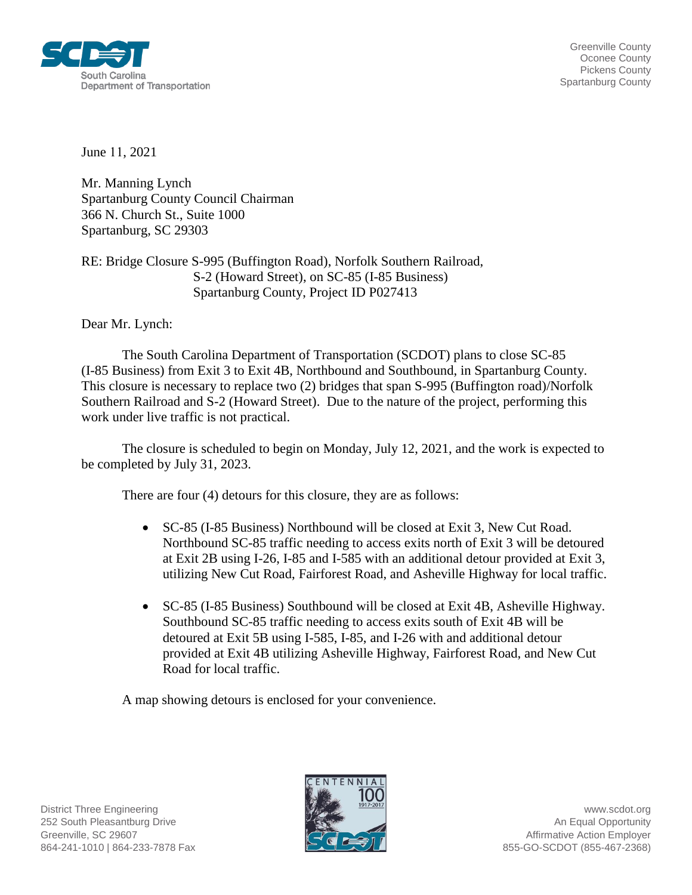South Carolina Department of Transportation

Greenville County
Oconee County
Pickens County
Spartanburg County

June 11, 2021

Mr. Manning Lynch
Spartanburg County Council Chairman
366 N. Church St., Suite 1000
Spartanburg, SC 29303

RE: Bridge Closure S-995 (Buffington Road), Norfolk Southern Railroad,
S-2 (Howard Street), on SC-85 (I-85 Business)
Spartanburg County, Project ID P027413

Dear Mr. Lynch:

The South Carolina Department of Transportation (SCDOT) plans to close SC-85 (I-85 Business) from Exit 3 to Exit 4B, Northbound and Southbound, in Spartanburg County. This closure is necessary to replace two (2) bridges that span S-995 (Buffington road)/Norfolk Southern Railroad and S-2 (Howard Street). Due to the nature of the project, performing this work under live traffic is not practical.

The closure is scheduled to begin on Monday, July 12, 2021, and the work is expected to be completed by July 31, 2023.

There are four (4) detours for this closure, they are as follows:

- SC-85 (I-85 Business) Northbound will be closed at Exit 3, New Cut Road. Northbound SC-85 traffic needing to access exits north of Exit 3 will be detoured at Exit 2B using I-26, I-85 and I-585 with an additional detour provided at Exit 3, utilizing New Cut Road, Fairforest Road, and Asheville Highway for local traffic.
- SC-85 (I-85 Business) Southbound will be closed at Exit 4B, Asheville Highway. Southbound SC-85 traffic needing to access exits south of Exit 4B will be detoured at Exit 5B using I-585, I-85, and I-26 with and additional detour provided at Exit 4B utilizing Asheville Highway, Fairforest Road, and New Cut Road for local traffic.

A map showing detours is enclosed for your convenience.

District Three Engineering
252 South Pleasantburg Drive
Greenville, SC 29607
864-241-1010 | 864-233-7878 Fax

www.scdot.org
An Equal Opportunity
Affirmative Action Employer
855-GO-SCDOT (855-467-2368)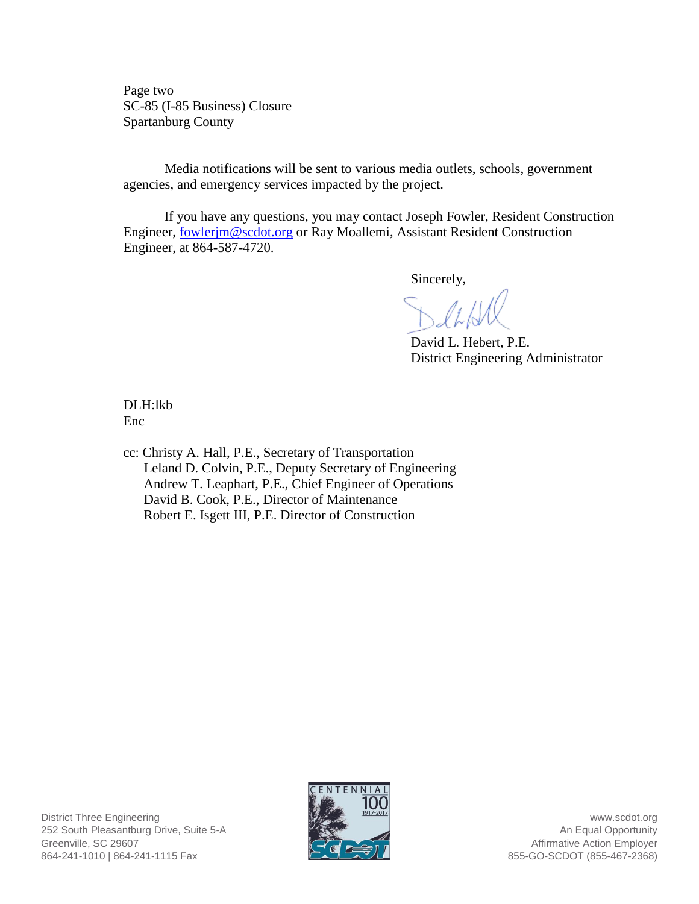Page two
SC-85 (I-85 Business) Closure
Spartanburg County

Media notifications will be sent to various media outlets, schools, government agencies, and emergency services impacted by the project.

If you have any questions, you may contact Joseph Fowler, Resident Construction Engineer, fowlerjm@scdot.org or Ray Moallemi, Assistant Resident Construction Engineer, at 864-587-4720.

Sincerely,

David L. Hebert, P.E.
District Engineering Administrator

DLH:lkb
Enc

cc: Christy A. Hall, P.E., Secretary of Transportation
Leland D. Colvin, P.E., Deputy Secretary of Engineering
Andrew T. Leaphart, P.E., Chief Engineer of Operations
David B. Cook, P.E., Director of Maintenance
Robert E. Isgett III, P.E. Director of Construction

District Three Engineering
252 South Pleasantburg Drive, Suite 5-A
Greenville, SC 29607
864-241-1010 | 864-241-1115 Fax

www.scdot.org
An Equal Opportunity
Affirmative Action Employer
855-GO-SCDOT (855-467-2368)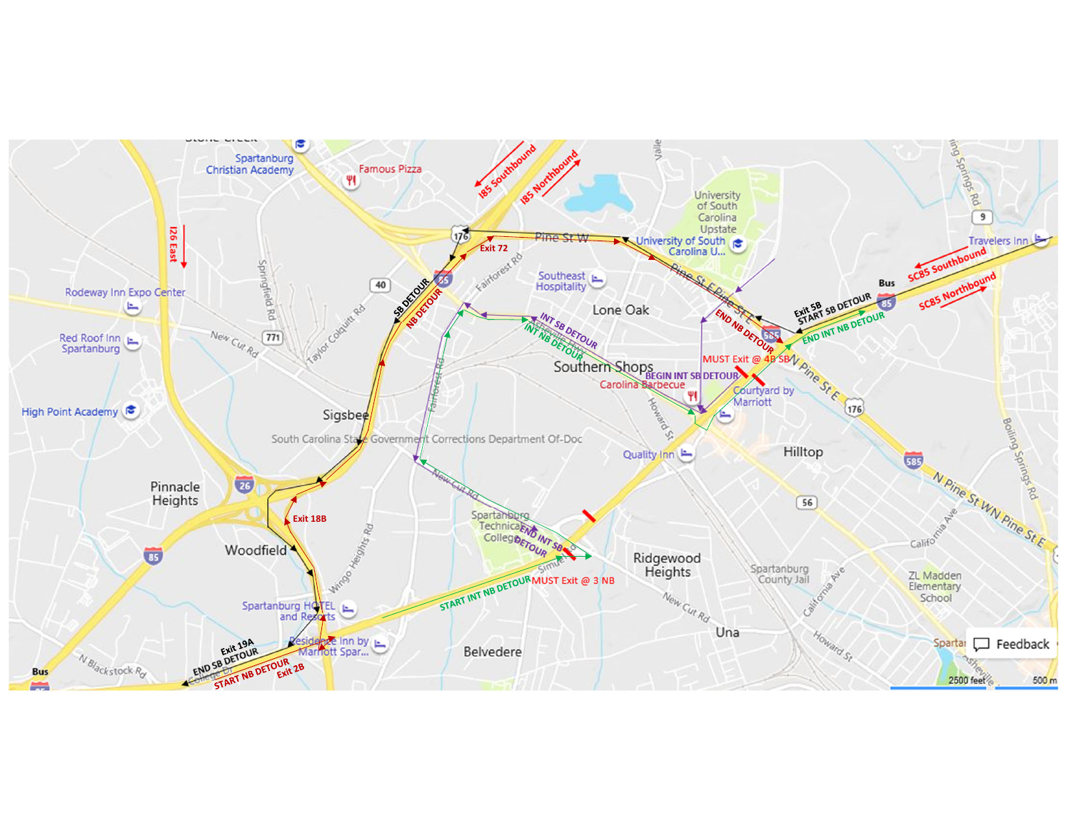185 Southbound
185 Northbound
126 East
SC85 Southbound
SC85 Northbound

Exit 72
SB DETOUR
NB DETOUR
INT SB DETOUR
INT NB DETOUR
Exit 5B
START SB DETOUR
END INT NB DETOUR
END NB DETOUR
MUST Exit @ 4B SB
BEGIN INT SB DETOUR
Exit 18B
END INT SB DETOUR
START INT NB DETOUR
MUST Exit @ 3 NB
Exit 19A
END SB DETOUR
START NB DETOUR
Exit 2B